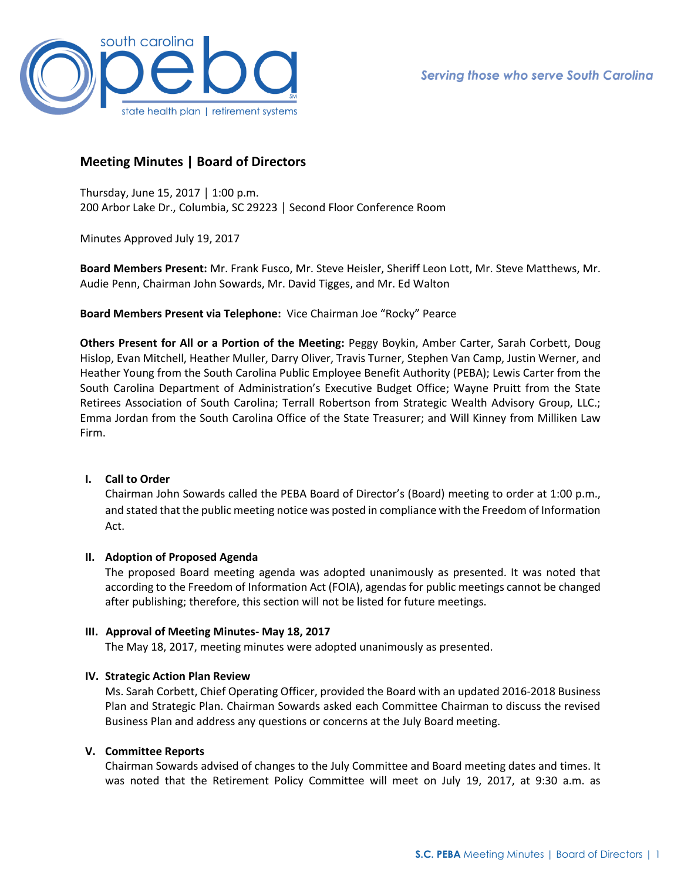# Meeting Minutes | Board of Directors

Thursday, June 15, 2017 │ 1:00 p.m.
200 Arbor Lake Dr., Columbia, SC 29223 │ Second Floor Conference Room

Minutes Approved July 19, 2017

**Board Members Present:** Mr. Frank Fusco, Mr. Steve Heisler, Sheriff Leon Lott, Mr. Steve Matthews, Mr. Audie Penn, Chairman John Sowards, Mr. David Tigges, and Mr. Ed Walton

**Board Members Present via Telephone:** Vice Chairman Joe "Rocky" Pearce

**Others Present for All or a Portion of the Meeting:** Peggy Boykin, Amber Carter, Sarah Corbett, Doug Hislop, Evan Mitchell, Heather Muller, Darry Oliver, Travis Turner, Stephen Van Camp, Justin Werner, and Heather Young from the South Carolina Public Employee Benefit Authority (PEBA); Lewis Carter from the South Carolina Department of Administration's Executive Budget Office; Wayne Pruitt from the State Retirees Association of South Carolina; Terrall Robertson from Strategic Wealth Advisory Group, LLC.; Emma Jordan from the South Carolina Office of the State Treasurer; and Will Kinney from Milliken Law Firm.

## I. Call to Order

Chairman John Sowards called the PEBA Board of Director's (Board) meeting to order at 1:00 p.m., and stated that the public meeting notice was posted in compliance with the Freedom of Information Act.

## II. Adoption of Proposed Agenda

The proposed Board meeting agenda was adopted unanimously as presented. It was noted that according to the Freedom of Information Act (FOIA), agendas for public meetings cannot be changed after publishing; therefore, this section will not be listed for future meetings.

## III. Approval of Meeting Minutes- May 18, 2017

The May 18, 2017, meeting minutes were adopted unanimously as presented.

## IV. Strategic Action Plan Review

Ms. Sarah Corbett, Chief Operating Officer, provided the Board with an updated 2016-2018 Business Plan and Strategic Plan. Chairman Sowards asked each Committee Chairman to discuss the revised Business Plan and address any questions or concerns at the July Board meeting.

## V. Committee Reports

Chairman Sowards advised of changes to the July Committee and Board meeting dates and times. It was noted that the Retirement Policy Committee will meet on July 19, 2017, at 9:30 a.m. as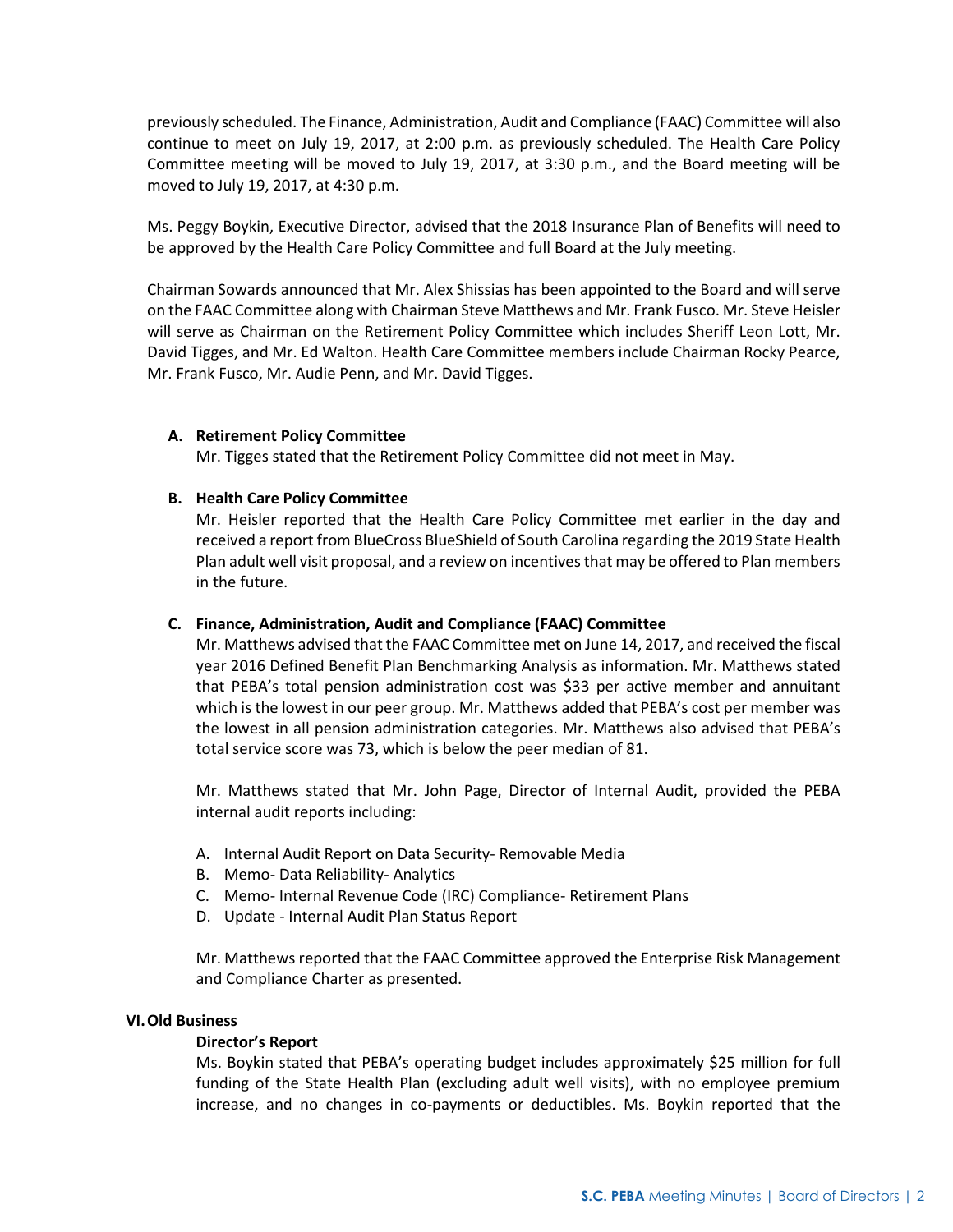previously scheduled. The Finance, Administration, Audit and Compliance (FAAC) Committee will also continue to meet on July 19, 2017, at 2:00 p.m. as previously scheduled. The Health Care Policy Committee meeting will be moved to July 19, 2017, at 3:30 p.m., and the Board meeting will be moved to July 19, 2017, at 4:30 p.m.

Ms. Peggy Boykin, Executive Director, advised that the 2018 Insurance Plan of Benefits will need to be approved by the Health Care Policy Committee and full Board at the July meeting.

Chairman Sowards announced that Mr. Alex Shissias has been appointed to the Board and will serve on the FAAC Committee along with Chairman Steve Matthews and Mr. Frank Fusco. Mr. Steve Heisler will serve as Chairman on the Retirement Policy Committee which includes Sheriff Leon Lott, Mr. David Tigges, and Mr. Ed Walton. Health Care Committee members include Chairman Rocky Pearce, Mr. Frank Fusco, Mr. Audie Penn, and Mr. David Tigges.

**A. Retirement Policy Committee**

Mr. Tigges stated that the Retirement Policy Committee did not meet in May.

**B. Health Care Policy Committee**

Mr. Heisler reported that the Health Care Policy Committee met earlier in the day and received a report from BlueCross BlueShield of South Carolina regarding the 2019 State Health Plan adult well visit proposal, and a review on incentives that may be offered to Plan members in the future.

**C. Finance, Administration, Audit and Compliance (FAAC) Committee**

Mr. Matthews advised that the FAAC Committee met on June 14, 2017, and received the fiscal year 2016 Defined Benefit Plan Benchmarking Analysis as information. Mr. Matthews stated that PEBA's total pension administration cost was $33 per active member and annuitant which is the lowest in our peer group. Mr. Matthews added that PEBA's cost per member was the lowest in all pension administration categories. Mr. Matthews also advised that PEBA's total service score was 73, which is below the peer median of 81.

Mr. Matthews stated that Mr. John Page, Director of Internal Audit, provided the PEBA internal audit reports including:

A. Internal Audit Report on Data Security- Removable Media
B. Memo- Data Reliability- Analytics
C. Memo- Internal Revenue Code (IRC) Compliance- Retirement Plans
D. Update - Internal Audit Plan Status Report

Mr. Matthews reported that the FAAC Committee approved the Enterprise Risk Management and Compliance Charter as presented.

## VI. Old Business

**Director's Report**

Ms. Boykin stated that PEBA's operating budget includes approximately $25 million for full funding of the State Health Plan (excluding adult well visits), with no employee premium increase, and no changes in co-payments or deductibles. Ms. Boykin reported that the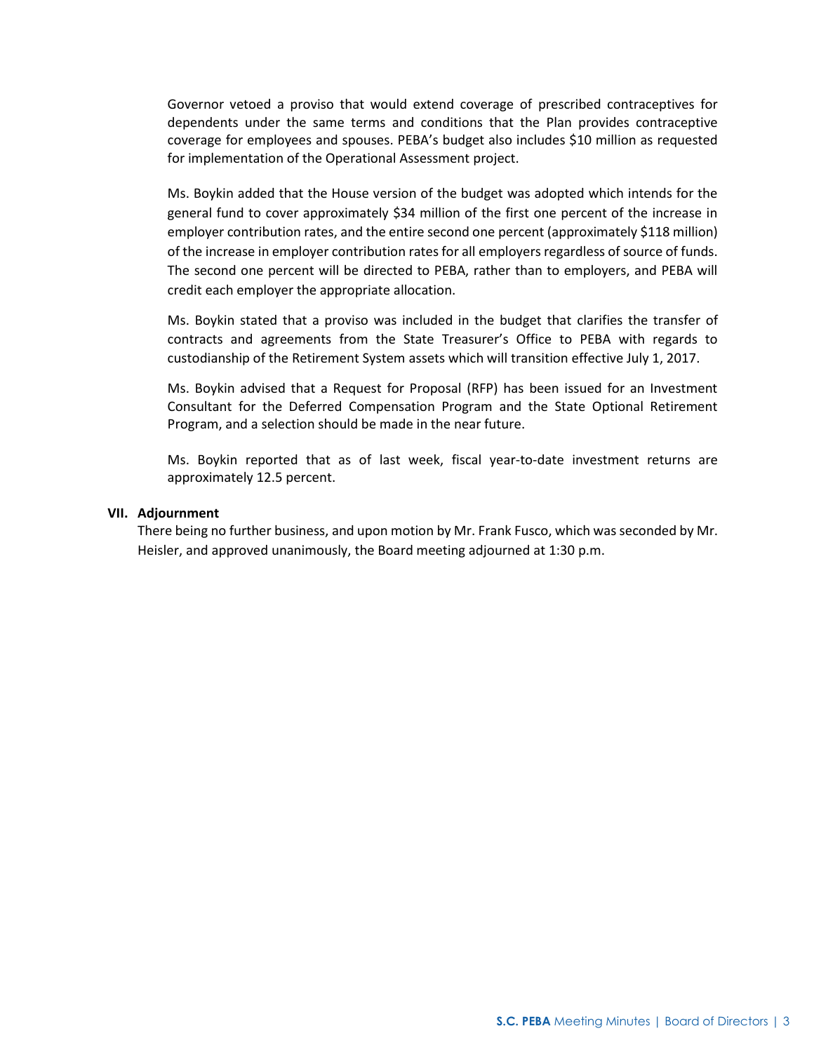Governor vetoed a proviso that would extend coverage of prescribed contraceptives for dependents under the same terms and conditions that the Plan provides contraceptive coverage for employees and spouses. PEBA's budget also includes $10 million as requested for implementation of the Operational Assessment project.

Ms. Boykin added that the House version of the budget was adopted which intends for the general fund to cover approximately $34 million of the first one percent of the increase in employer contribution rates, and the entire second one percent (approximately $118 million) of the increase in employer contribution rates for all employers regardless of source of funds. The second one percent will be directed to PEBA, rather than to employers, and PEBA will credit each employer the appropriate allocation.

Ms. Boykin stated that a proviso was included in the budget that clarifies the transfer of contracts and agreements from the State Treasurer's Office to PEBA with regards to custodianship of the Retirement System assets which will transition effective July 1, 2017.

Ms. Boykin advised that a Request for Proposal (RFP) has been issued for an Investment Consultant for the Deferred Compensation Program and the State Optional Retirement Program, and a selection should be made in the near future.

Ms. Boykin reported that as of last week, fiscal year-to-date investment returns are approximately 12.5 percent.

**VII. Adjournment**

There being no further business, and upon motion by Mr. Frank Fusco, which was seconded by Mr. Heisler, and approved unanimously, the Board meeting adjourned at 1:30 p.m.